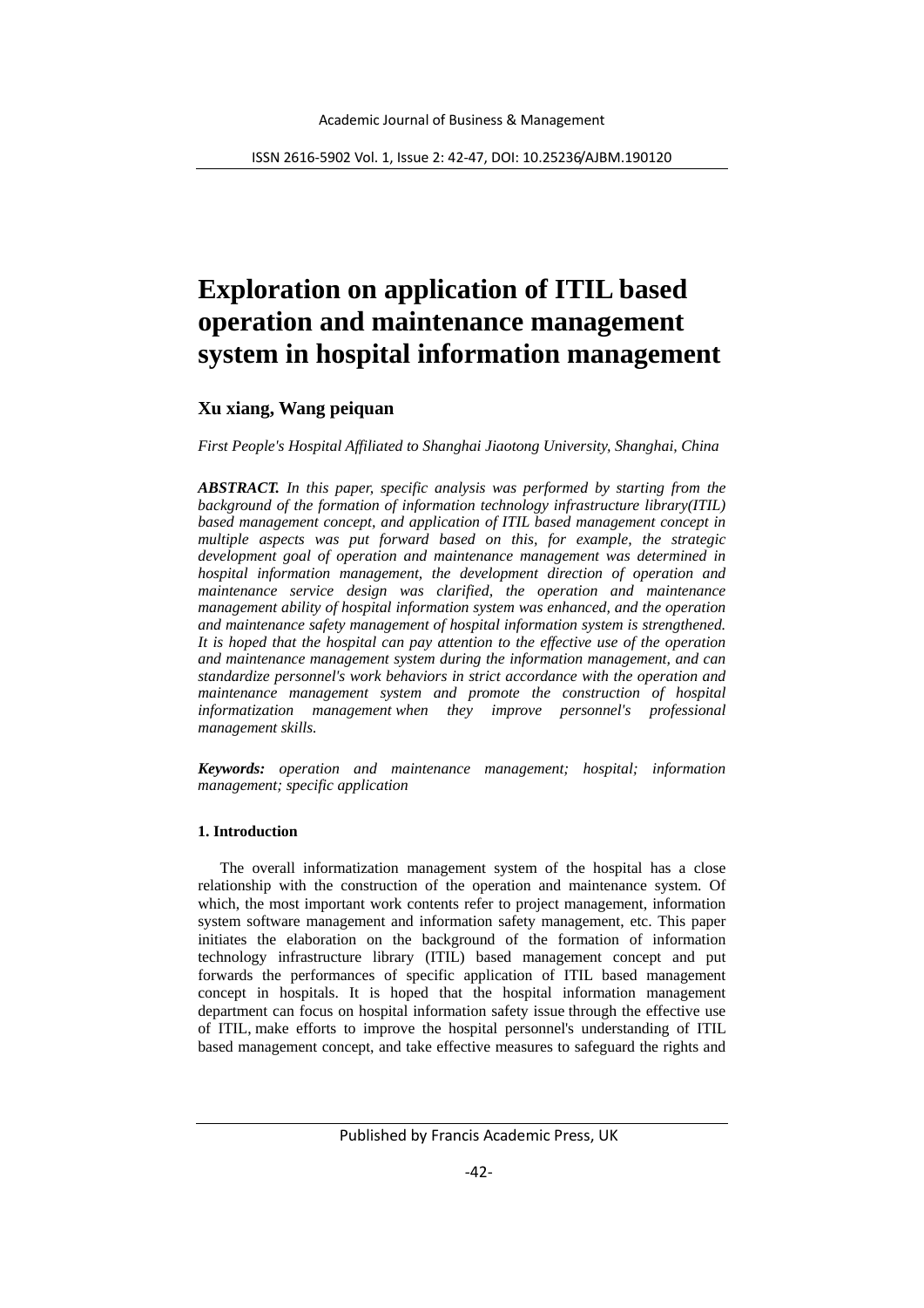# Exploration on application of ITIL based operation and maintenance management system in hospital information management

**Xu xiang, Wang peiquan**

*First People's Hospital Affiliated to Shanghai Jiaotong University, Shanghai, China*

***ABSTRACT.*** *In this paper, specific analysis was performed by starting from the background of the formation of information technology infrastructure library(ITIL) based management concept, and application of ITIL based management concept in multiple aspects was put forward based on this, for example, the strategic development goal of operation and maintenance management was determined in hospital information management, the development direction of operation and maintenance service design was clarified, the operation and maintenance management ability of hospital information system was enhanced, and the operation and maintenance safety management of hospital information system is strengthened. It is hoped that the hospital can pay attention to the effective use of the operation and maintenance management system during the information management, and can standardize personnel's work behaviors in strict accordance with the operation and maintenance management system and promote the construction of hospital informatization management when they improve personnel's professional management skills.*

***Keywords:*** *operation and maintenance management; hospital; information management; specific application*

## 1. Introduction

The overall informatization management system of the hospital has a close relationship with the construction of the operation and maintenance system. Of which, the most important work contents refer to project management, information system software management and information safety management, etc. This paper initiates the elaboration on the background of the formation of information technology infrastructure library (ITIL) based management concept and put forwards the performances of specific application of ITIL based management concept in hospitals. It is hoped that the hospital information management department can focus on hospital information safety issue through the effective use of ITIL, make efforts to improve the hospital personnel's understanding of ITIL based management concept, and take effective measures to safeguard the rights and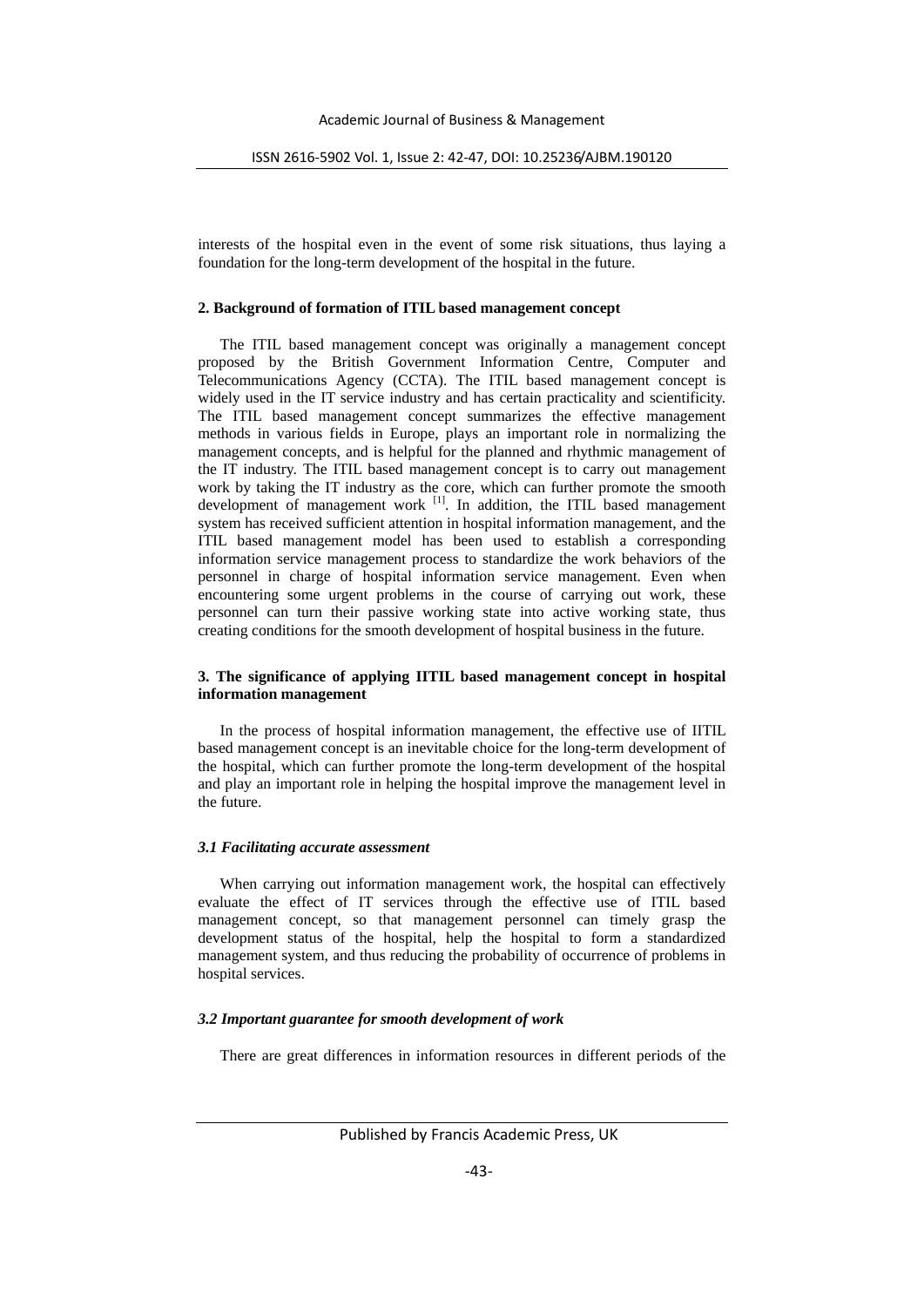interests of the hospital even in the event of some risk situations, thus laying a foundation for the long-term development of the hospital in the future.

## 2. Background of formation of ITIL based management concept

The ITIL based management concept was originally a management concept proposed by the British Government Information Centre, Computer and Telecommunications Agency (CCTA). The ITIL based management concept is widely used in the IT service industry and has certain practicality and scientificity. The ITIL based management concept summarizes the effective management methods in various fields in Europe, plays an important role in normalizing the management concepts, and is helpful for the planned and rhythmic management of the IT industry. The ITIL based management concept is to carry out management work by taking the IT industry as the core, which can further promote the smooth development of management work [1]. In addition, the ITIL based management system has received sufficient attention in hospital information management, and the ITIL based management model has been used to establish a corresponding information service management process to standardize the work behaviors of the personnel in charge of hospital information service management. Even when encountering some urgent problems in the course of carrying out work, these personnel can turn their passive working state into active working state, thus creating conditions for the smooth development of hospital business in the future.

## 3. The significance of applying IITIL based management concept in hospital information management

In the process of hospital information management, the effective use of IITIL based management concept is an inevitable choice for the long-term development of the hospital, which can further promote the long-term development of the hospital and play an important role in helping the hospital improve the management level in the future.

### *3.1 Facilitating accurate assessment*

When carrying out information management work, the hospital can effectively evaluate the effect of IT services through the effective use of ITIL based management concept, so that management personnel can timely grasp the development status of the hospital, help the hospital to form a standardized management system, and thus reducing the probability of occurrence of problems in hospital services.

### *3.2 Important guarantee for smooth development of work*

There are great differences in information resources in different periods of the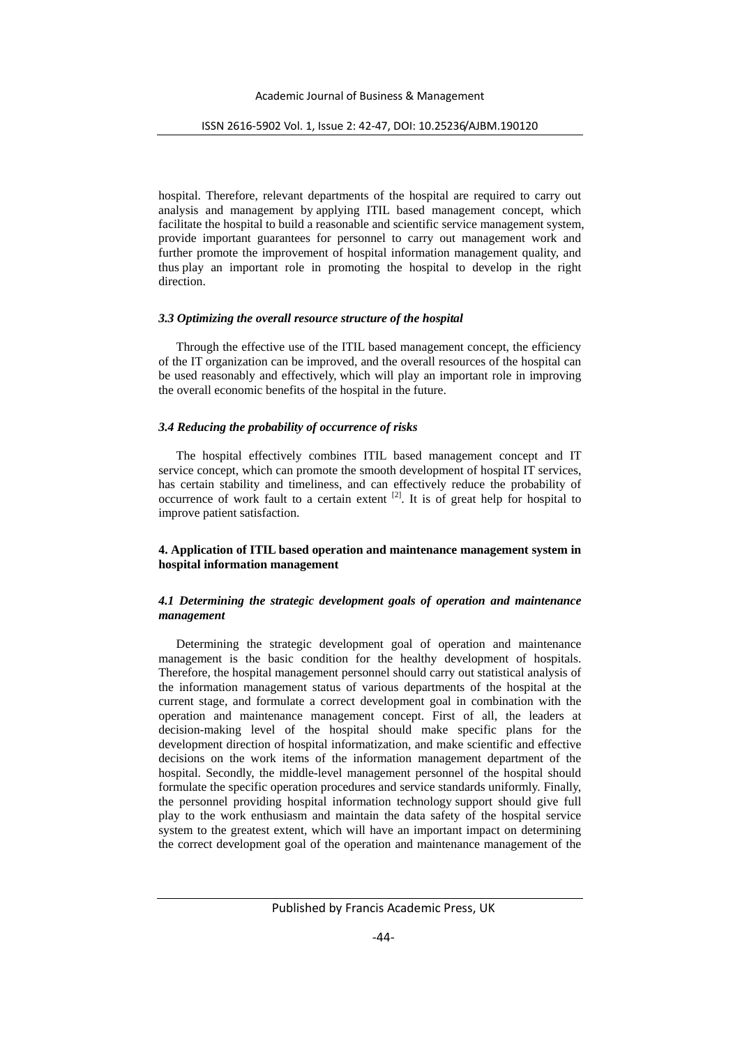hospital. Therefore, relevant departments of the hospital are required to carry out analysis and management by applying ITIL based management concept, which facilitate the hospital to build a reasonable and scientific service management system, provide important guarantees for personnel to carry out management work and further promote the improvement of hospital information management quality, and thus play an important role in promoting the hospital to develop in the right direction.

### *3.3 Optimizing the overall resource structure of the hospital*

Through the effective use of the ITIL based management concept, the efficiency of the IT organization can be improved, and the overall resources of the hospital can be used reasonably and effectively, which will play an important role in improving the overall economic benefits of the hospital in the future.

### *3.4 Reducing the probability of occurrence of risks*

The hospital effectively combines ITIL based management concept and IT service concept, which can promote the smooth development of hospital IT services, has certain stability and timeliness, and can effectively reduce the probability of occurrence of work fault to a certain extent [2]. It is of great help for hospital to improve patient satisfaction.

## **4. Application of ITIL based operation and maintenance management system in hospital information management**

### *4.1 Determining the strategic development goals of operation and maintenance management*

Determining the strategic development goal of operation and maintenance management is the basic condition for the healthy development of hospitals. Therefore, the hospital management personnel should carry out statistical analysis of the information management status of various departments of the hospital at the current stage, and formulate a correct development goal in combination with the operation and maintenance management concept. First of all, the leaders at decision-making level of the hospital should make specific plans for the development direction of hospital informatization, and make scientific and effective decisions on the work items of the information management department of the hospital. Secondly, the middle-level management personnel of the hospital should formulate the specific operation procedures and service standards uniformly. Finally, the personnel providing hospital information technology support should give full play to the work enthusiasm and maintain the data safety of the hospital service system to the greatest extent, which will have an important impact on determining the correct development goal of the operation and maintenance management of the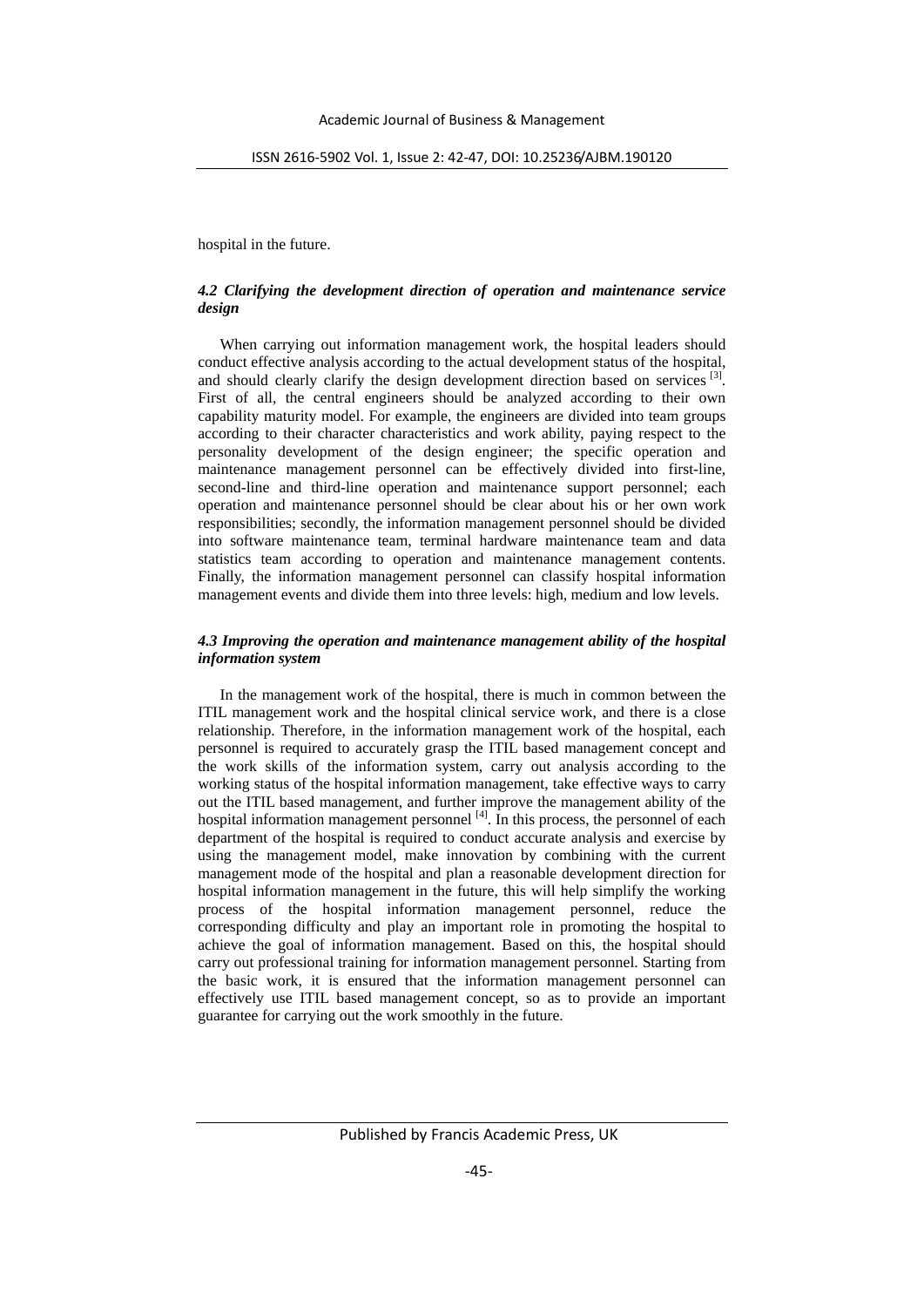hospital in the future.

### *4.2 Clarifying the development direction of operation and maintenance service design*

When carrying out information management work, the hospital leaders should conduct effective analysis according to the actual development status of the hospital, and should clearly clarify the design development direction based on services [3]. First of all, the central engineers should be analyzed according to their own capability maturity model. For example, the engineers are divided into team groups according to their character characteristics and work ability, paying respect to the personality development of the design engineer; the specific operation and maintenance management personnel can be effectively divided into first-line, second-line and third-line operation and maintenance support personnel; each operation and maintenance personnel should be clear about his or her own work responsibilities; secondly, the information management personnel should be divided into software maintenance team, terminal hardware maintenance team and data statistics team according to operation and maintenance management contents. Finally, the information management personnel can classify hospital information management events and divide them into three levels: high, medium and low levels.

### *4.3 Improving the operation and maintenance management ability of the hospital information system*

In the management work of the hospital, there is much in common between the ITIL management work and the hospital clinical service work, and there is a close relationship. Therefore, in the information management work of the hospital, each personnel is required to accurately grasp the ITIL based management concept and the work skills of the information system, carry out analysis according to the working status of the hospital information management, take effective ways to carry out the ITIL based management, and further improve the management ability of the hospital information management personnel [4]. In this process, the personnel of each department of the hospital is required to conduct accurate analysis and exercise by using the management model, make innovation by combining with the current management mode of the hospital and plan a reasonable development direction for hospital information management in the future, this will help simplify the working process of the hospital information management personnel, reduce the corresponding difficulty and play an important role in promoting the hospital to achieve the goal of information management. Based on this, the hospital should carry out professional training for information management personnel. Starting from the basic work, it is ensured that the information management personnel can effectively use ITIL based management concept, so as to provide an important guarantee for carrying out the work smoothly in the future.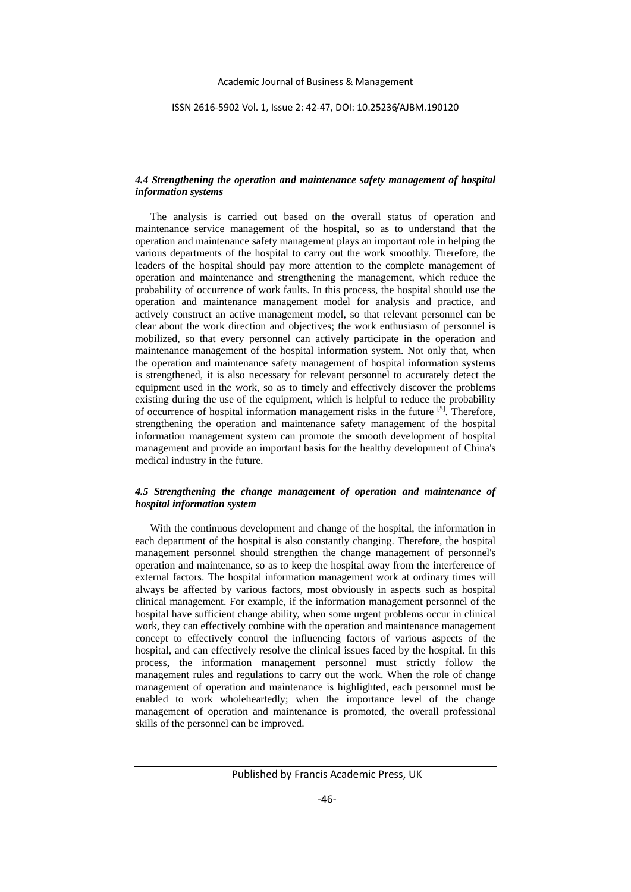### *4.4 Strengthening the operation and maintenance safety management of hospital information systems*

The analysis is carried out based on the overall status of operation and maintenance service management of the hospital, so as to understand that the operation and maintenance safety management plays an important role in helping the various departments of the hospital to carry out the work smoothly. Therefore, the leaders of the hospital should pay more attention to the complete management of operation and maintenance and strengthening the management, which reduce the probability of occurrence of work faults. In this process, the hospital should use the operation and maintenance management model for analysis and practice, and actively construct an active management model, so that relevant personnel can be clear about the work direction and objectives; the work enthusiasm of personnel is mobilized, so that every personnel can actively participate in the operation and maintenance management of the hospital information system. Not only that, when the operation and maintenance safety management of hospital information systems is strengthened, it is also necessary for relevant personnel to accurately detect the equipment used in the work, so as to timely and effectively discover the problems existing during the use of the equipment, which is helpful to reduce the probability of occurrence of hospital information management risks in the future [5]. Therefore, strengthening the operation and maintenance safety management of the hospital information management system can promote the smooth development of hospital management and provide an important basis for the healthy development of China's medical industry in the future.

### *4.5 Strengthening the change management of operation and maintenance of hospital information system*

With the continuous development and change of the hospital, the information in each department of the hospital is also constantly changing. Therefore, the hospital management personnel should strengthen the change management of personnel's operation and maintenance, so as to keep the hospital away from the interference of external factors. The hospital information management work at ordinary times will always be affected by various factors, most obviously in aspects such as hospital clinical management. For example, if the information management personnel of the hospital have sufficient change ability, when some urgent problems occur in clinical work, they can effectively combine with the operation and maintenance management concept to effectively control the influencing factors of various aspects of the hospital, and can effectively resolve the clinical issues faced by the hospital. In this process, the information management personnel must strictly follow the management rules and regulations to carry out the work. When the role of change management of operation and maintenance is highlighted, each personnel must be enabled to work wholeheartedly; when the importance level of the change management of operation and maintenance is promoted, the overall professional skills of the personnel can be improved.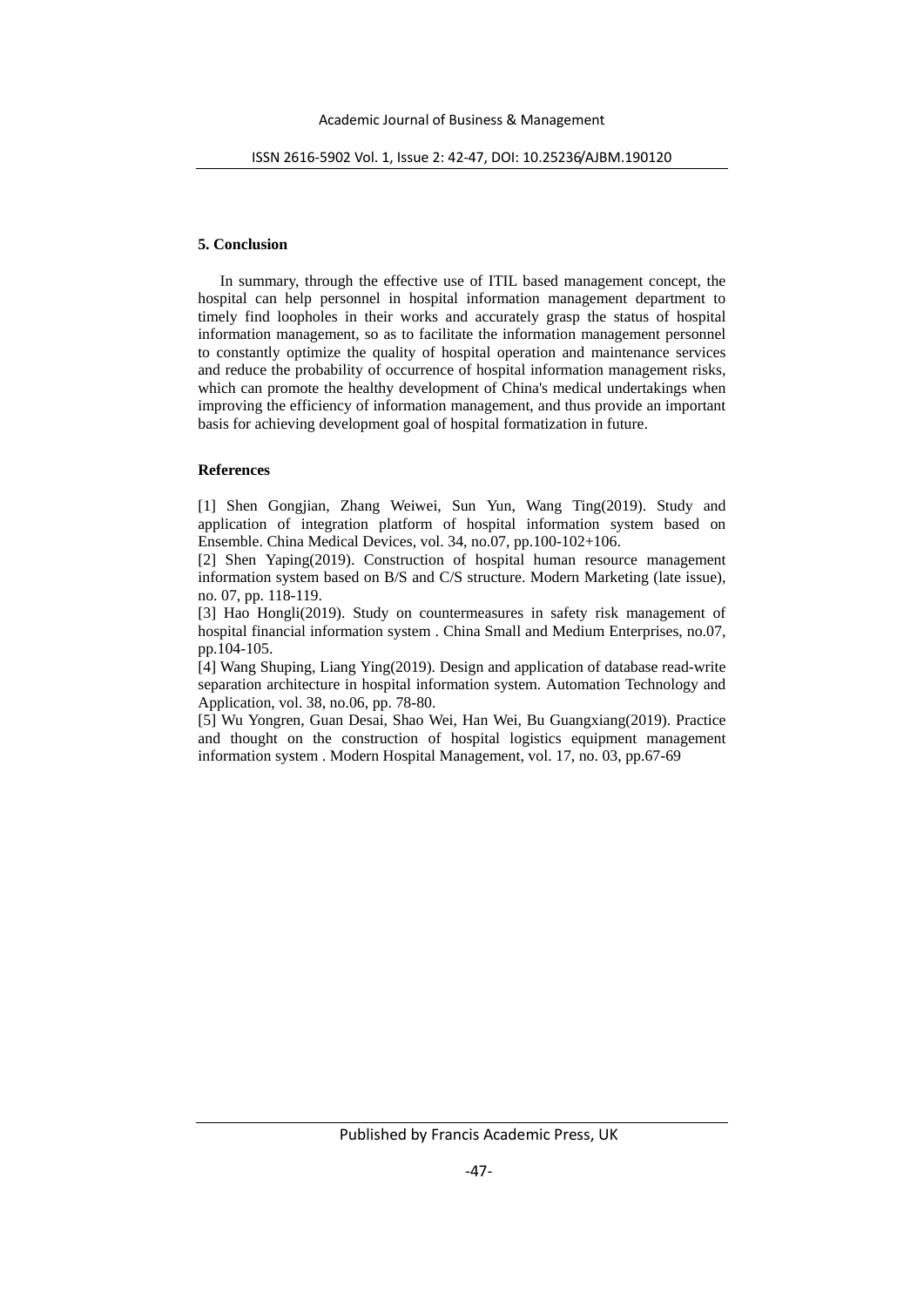## 5. Conclusion

In summary, through the effective use of ITIL based management concept, the hospital can help personnel in hospital information management department to timely find loopholes in their works and accurately grasp the status of hospital information management, so as to facilitate the information management personnel to constantly optimize the quality of hospital operation and maintenance services and reduce the probability of occurrence of hospital information management risks, which can promote the healthy development of China's medical undertakings when improving the efficiency of information management, and thus provide an important basis for achieving development goal of hospital formatization in future.

## References

[1] Shen Gongjian, Zhang Weiwei, Sun Yun, Wang Ting(2019). Study and application of integration platform of hospital information system based on Ensemble. China Medical Devices, vol. 34, no.07, pp.100-102+106.

[2] Shen Yaping(2019). Construction of hospital human resource management information system based on B/S and C/S structure. Modern Marketing (late issue), no. 07, pp. 118-119.

[3] Hao Hongli(2019). Study on countermeasures in safety risk management of hospital financial information system . China Small and Medium Enterprises, no.07, pp.104-105.

[4] Wang Shuping, Liang Ying(2019). Design and application of database read-write separation architecture in hospital information system. Automation Technology and Application, vol. 38, no.06, pp. 78-80.

[5] Wu Yongren, Guan Desai, Shao Wei, Han Wei, Bu Guangxiang(2019). Practice and thought on the construction of hospital logistics equipment management information system . Modern Hospital Management, vol. 17, no. 03, pp.67-69